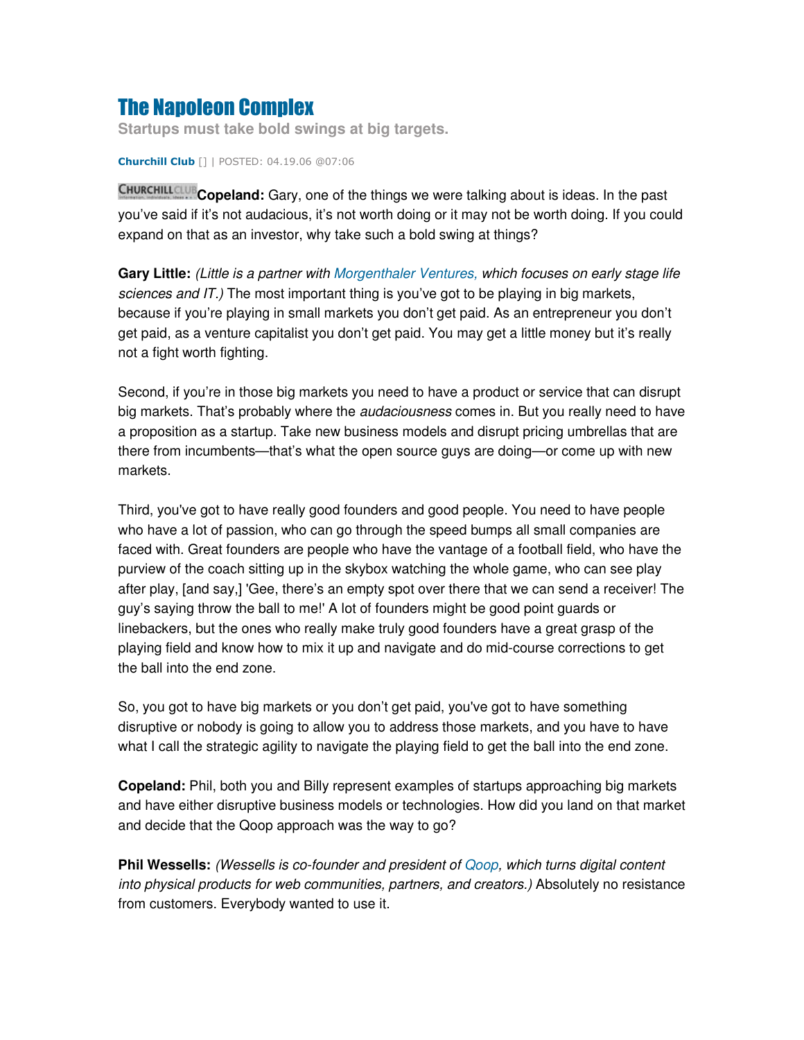# The Napoleon Complex

**Startups must take bold swings at big targets.**

**Churchill Club** [] | POSTED: 04.19.06 @07:06

**Copeland:** Gary, one of the things we were talking about is ideas. In the past you've said if it's not audacious, it's not worth doing or it may not be worth doing. If you could expand on that as an investor, why take such a bold swing at things?

**Gary Little:** *(Little is a partner with Morgenthaler Ventures, which focuses on early stage life sciences and IT.)* The most important thing is you've got to be playing in big markets, because if you're playing in small markets you don't get paid. As an entrepreneur you don't get paid, as a venture capitalist you don't get paid. You may get a little money but it's really not a fight worth fighting.

Second, if you're in those big markets you need to have a product or service that can disrupt big markets. That's probably where the *audaciousness* comes in. But you really need to have a proposition as a startup. Take new business models and disrupt pricing umbrellas that are there from incumbents—that's what the open source guys are doing—or come up with new markets.

Third, you've got to have really good founders and good people. You need to have people who have a lot of passion, who can go through the speed bumps all small companies are faced with. Great founders are people who have the vantage of a football field, who have the purview of the coach sitting up in the skybox watching the whole game, who can see play after play, [and say,] 'Gee, there's an empty spot over there that we can send a receiver! The guy's saying throw the ball to me!' A lot of founders might be good point guards or linebackers, but the ones who really make truly good founders have a great grasp of the playing field and know how to mix it up and navigate and do mid-course corrections to get the ball into the end zone.

So, you got to have big markets or you don't get paid, you've got to have something disruptive or nobody is going to allow you to address those markets, and you have to have what I call the strategic agility to navigate the playing field to get the ball into the end zone.

**Copeland:** Phil, both you and Billy represent examples of startups approaching big markets and have either disruptive business models or technologies. How did you land on that market and decide that the Qoop approach was the way to go?

**Phil Wessells:** *(Wessells is co-founder and president of Qoop, which turns digital content into physical products for web communities, partners, and creators.)* Absolutely no resistance from customers. Everybody wanted to use it.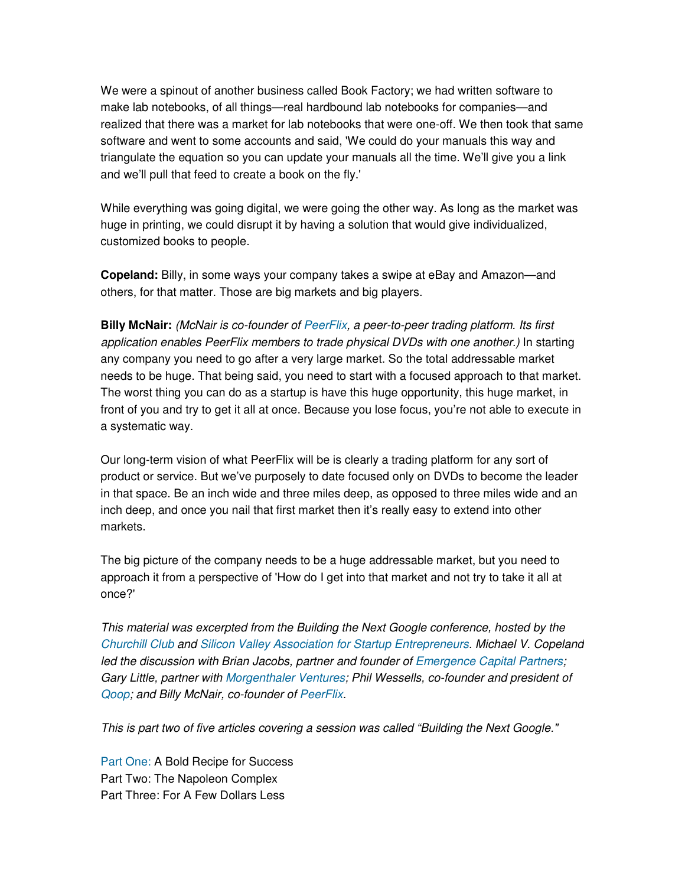We were a spinout of another business called Book Factory; we had written software to make lab notebooks, of all things—real hardbound lab notebooks for companies—and realized that there was a market for lab notebooks that were one-off. We then took that same software and went to some accounts and said, 'We could do your manuals this way and triangulate the equation so you can update your manuals all the time. We'll give you a link and we'll pull that feed to create a book on the fly.'

While everything was going digital, we were going the other way. As long as the market was huge in printing, we could disrupt it by having a solution that would give individualized, customized books to people.

**Copeland:** Billy, in some ways your company takes a swipe at eBay and Amazon—and others, for that matter. Those are big markets and big players.

**Billy McNair:** *(McNair is co-founder of PeerFlix, a peer-to-peer trading platform. Its first application enables PeerFlix members to trade physical DVDs with one another.)* In starting any company you need to go after a very large market. So the total addressable market needs to be huge. That being said, you need to start with a focused approach to that market. The worst thing you can do as a startup is have this huge opportunity, this huge market, in front of you and try to get it all at once. Because you lose focus, you're not able to execute in a systematic way.

Our long-term vision of what PeerFlix will be is clearly a trading platform for any sort of product or service. But we've purposely to date focused only on DVDs to become the leader in that space. Be an inch wide and three miles deep, as opposed to three miles wide and an inch deep, and once you nail that first market then it's really easy to extend into other markets.

The big picture of the company needs to be a huge addressable market, but you need to approach it from a perspective of 'How do I get into that market and not try to take it all at once?'

*This material was excerpted from the Building the Next Google conference, hosted by the Churchill Club and Silicon Valley Association for Startup Entrepreneurs. Michael V. Copeland led the discussion with Brian Jacobs, partner and founder of Emergence Capital Partners; Gary Little, partner with Morgenthaler Ventures; Phil Wessells, co-founder and president of Qoop; and Billy McNair, co-founder of PeerFlix.*

*This is part two of five articles covering a session was called "Building the Next Google."*

Part One: A Bold Recipe for Success
Part Two: The Napoleon Complex
Part Three: For A Few Dollars Less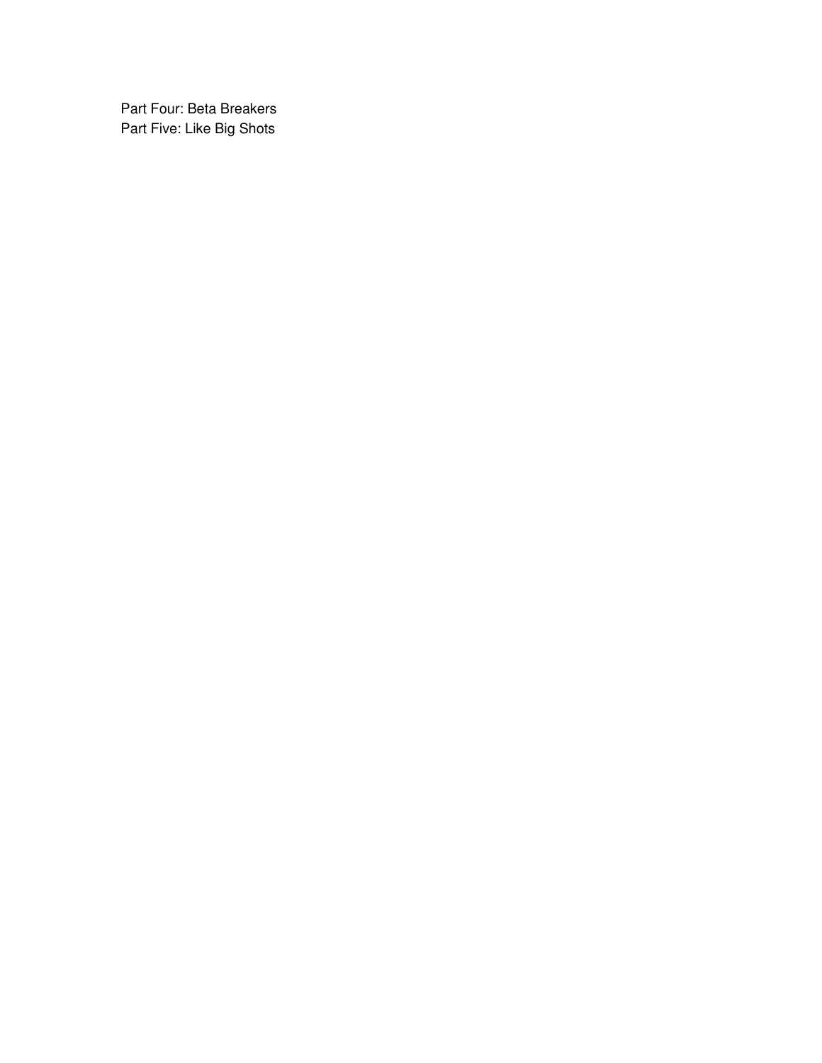Part Four: Beta Breakers
Part Five: Like Big Shots